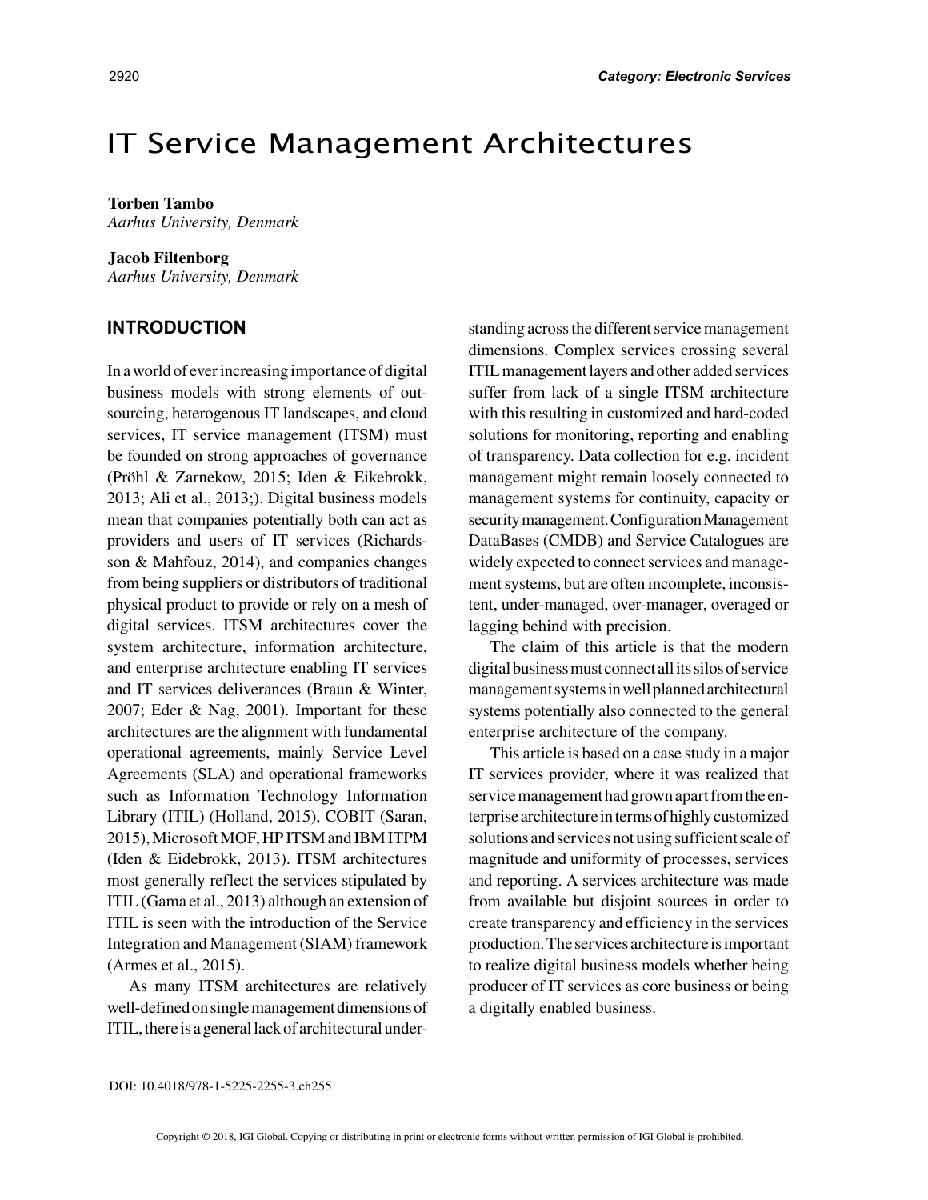# IT Service Management Architectures

**Torben Tambo**
*Aarhus University, Denmark*

**Jacob Filtenborg**
*Aarhus University, Denmark*

## INTRODUCTION

In a world of ever increasing importance of digital business models with strong elements of outsourcing, heterogenous IT landscapes, and cloud services, IT service management (ITSM) must be founded on strong approaches of governance (Pröhl & Zarnekow, 2015; Iden & Eikebrokk, 2013; Ali et al., 2013;). Digital business models mean that companies potentially both can act as providers and users of IT services (Richardsson & Mahfouz, 2014), and companies changes from being suppliers or distributors of traditional physical product to provide or rely on a mesh of digital services. ITSM architectures cover the system architecture, information architecture, and enterprise architecture enabling IT services and IT services deliverances (Braun & Winter, 2007; Eder & Nag, 2001). Important for these architectures are the alignment with fundamental operational agreements, mainly Service Level Agreements (SLA) and operational frameworks such as Information Technology Information Library (ITIL) (Holland, 2015), COBIT (Saran, 2015), Microsoft MOF, HP ITSM and IBM ITPM (Iden & Eidebrokk, 2013). ITSM architectures most generally reflect the services stipulated by ITIL (Gama et al., 2013) although an extension of ITIL is seen with the introduction of the Service Integration and Management (SIAM) framework (Armes et al., 2015).

As many ITSM architectures are relatively well-defined on single management dimensions of ITIL, there is a general lack of architectural understanding across the different service management dimensions. Complex services crossing several ITIL management layers and other added services suffer from lack of a single ITSM architecture with this resulting in customized and hard-coded solutions for monitoring, reporting and enabling of transparency. Data collection for e.g. incident management might remain loosely connected to management systems for continuity, capacity or security management. Configuration Management DataBases (CMDB) and Service Catalogues are widely expected to connect services and management systems, but are often incomplete, inconsistent, under-managed, over-manager, overaged or lagging behind with precision.

The claim of this article is that the modern digital business must connect all its silos of service management systems in well planned architectural systems potentially also connected to the general enterprise architecture of the company.

This article is based on a case study in a major IT services provider, where it was realized that service management had grown apart from the enterprise architecture in terms of highly customized solutions and services not using sufficient scale of magnitude and uniformity of processes, services and reporting. A services architecture was made from available but disjoint sources in order to create transparency and efficiency in the services production. The services architecture is important to realize digital business models whether being producer of IT services as core business or being a digitally enabled business.

DOI: 10.4018/978-1-5225-2255-3.ch255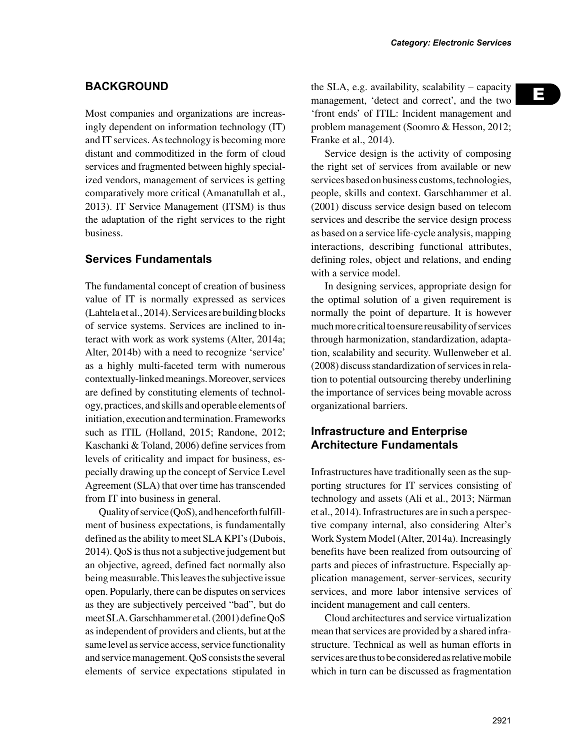## BACKGROUND

Most companies and organizations are increasingly dependent on information technology (IT) and IT services. As technology is becoming more distant and commoditized in the form of cloud services and fragmented between highly specialized vendors, management of services is getting comparatively more critical (Amanatullah et al., 2013). IT Service Management (ITSM) is thus the adaptation of the right services to the right business.

### Services Fundamentals

The fundamental concept of creation of business value of IT is normally expressed as services (Lahtela et al., 2014). Services are building blocks of service systems. Services are inclined to interact with work as work systems (Alter, 2014a; Alter, 2014b) with a need to recognize 'service' as a highly multi-faceted term with numerous contextually-linked meanings. Moreover, services are defined by constituting elements of technology, practices, and skills and operable elements of initiation, execution and termination. Frameworks such as ITIL (Holland, 2015; Randone, 2012; Kaschanki & Toland, 2006) define services from levels of criticality and impact for business, especially drawing up the concept of Service Level Agreement (SLA) that over time has transcended from IT into business in general.

Quality of service (QoS), and henceforth fulfillment of business expectations, is fundamentally defined as the ability to meet SLA KPI's (Dubois, 2014). QoS is thus not a subjective judgement but an objective, agreed, defined fact normally also being measurable. This leaves the subjective issue open. Popularly, there can be disputes on services as they are subjectively perceived "bad", but do meet SLA. Garschhammer et al. (2001) define QoS as independent of providers and clients, but at the same level as service access, service functionality and service management. QoS consists the several elements of service expectations stipulated in the SLA, e.g. availability, scalability – capacity management, 'detect and correct', and the two 'front ends' of ITIL: Incident management and problem management (Soomro & Hesson, 2012; Franke et al., 2014).

Service design is the activity of composing the right set of services from available or new services based on business customs, technologies, people, skills and context. Garschhammer et al. (2001) discuss service design based on telecom services and describe the service design process as based on a service life-cycle analysis, mapping interactions, describing functional attributes, defining roles, object and relations, and ending with a service model.

In designing services, appropriate design for the optimal solution of a given requirement is normally the point of departure. It is however much more critical to ensure reusability of services through harmonization, standardization, adaptation, scalability and security. Wullenweber et al. (2008) discuss standardization of services in relation to potential outsourcing thereby underlining the importance of services being movable across organizational barriers.

### Infrastructure and Enterprise Architecture Fundamentals

Infrastructures have traditionally seen as the supporting structures for IT services consisting of technology and assets (Ali et al., 2013; Närman et al., 2014). Infrastructures are in such a perspective company internal, also considering Alter's Work System Model (Alter, 2014a). Increasingly benefits have been realized from outsourcing of parts and pieces of infrastructure. Especially application management, server-services, security services, and more labor intensive services of incident management and call centers.

Cloud architectures and service virtualization mean that services are provided by a shared infrastructure. Technical as well as human efforts in services are thus to be considered as relative mobile which in turn can be discussed as fragmentation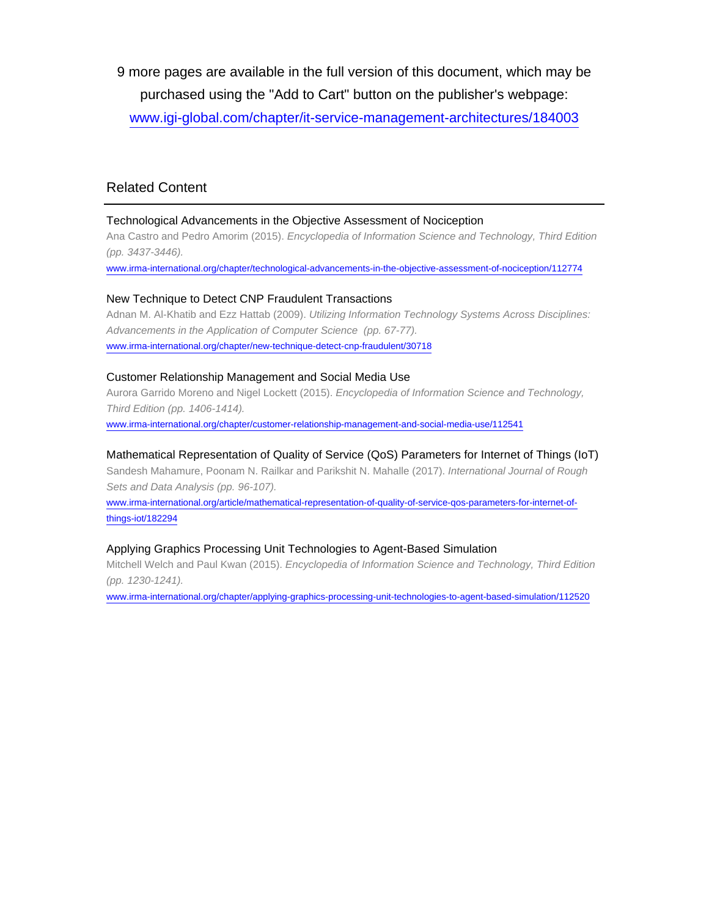9 more pages are available in the full version of this document, which may be purchased using the "Add to Cart" button on the publisher's webpage: www.igi-global.com/chapter/it-service-management-architectures/184003

## Related Content

Technological Advancements in the Objective Assessment of Nociception
Ana Castro and Pedro Amorim (2015). *Encyclopedia of Information Science and Technology, Third Edition (pp. 3437-3446).*
www.irma-international.org/chapter/technological-advancements-in-the-objective-assessment-of-nociception/112774

New Technique to Detect CNP Fraudulent Transactions
Adnan M. Al-Khatib and Ezz Hattab (2009). *Utilizing Information Technology Systems Across Disciplines: Advancements in the Application of Computer Science (pp. 67-77).*
www.irma-international.org/chapter/new-technique-detect-cnp-fraudulent/30718

Customer Relationship Management and Social Media Use
Aurora Garrido Moreno and Nigel Lockett (2015). *Encyclopedia of Information Science and Technology, Third Edition (pp. 1406-1414).*
www.irma-international.org/chapter/customer-relationship-management-and-social-media-use/112541

Mathematical Representation of Quality of Service (QoS) Parameters for Internet of Things (IoT)
Sandesh Mahamure, Poonam N. Railkar and Parikshit N. Mahalle (2017). *International Journal of Rough Sets and Data Analysis (pp. 96-107).*
www.irma-international.org/article/mathematical-representation-of-quality-of-service-qos-parameters-for-internet-of-things-iot/182294

Applying Graphics Processing Unit Technologies to Agent-Based Simulation
Mitchell Welch and Paul Kwan (2015). *Encyclopedia of Information Science and Technology, Third Edition (pp. 1230-1241).*
www.irma-international.org/chapter/applying-graphics-processing-unit-technologies-to-agent-based-simulation/112520